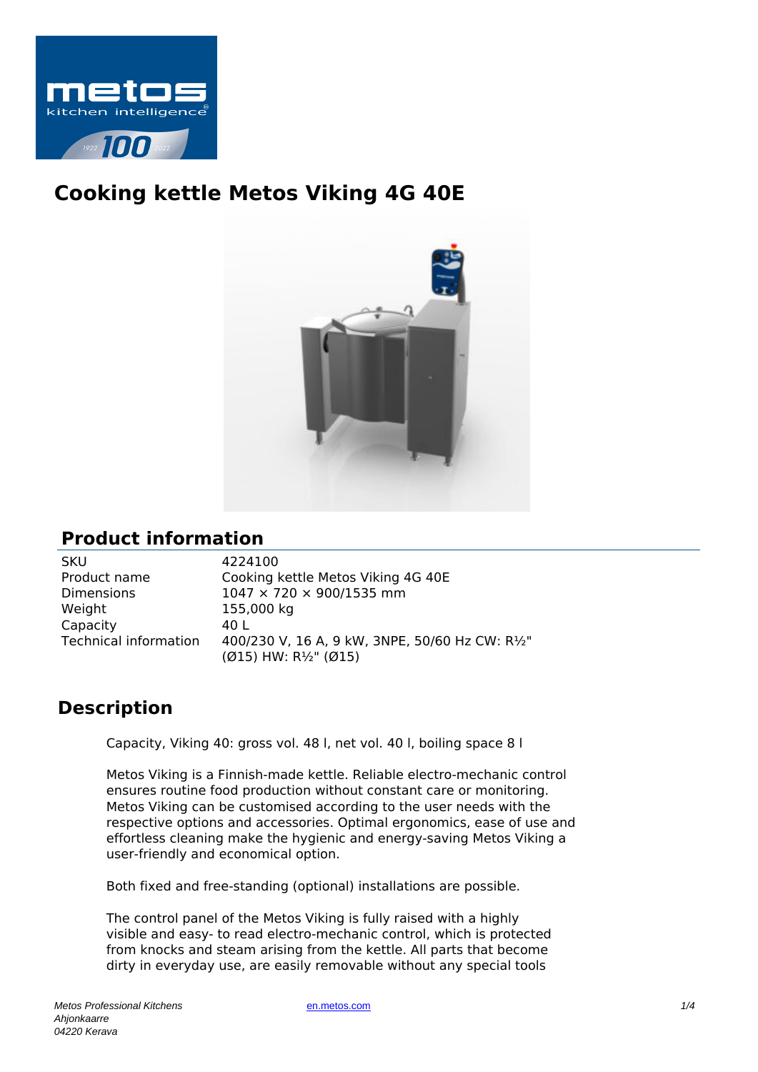# Cooking kettle Metos Viking 4G 40E

## Product information

| | |
|---|---|
| SKU | 4224100 |
| Product name | Cooking kettle Metos Viking 4G 40E |
| Dimensions | 1047 × 720 × 900/1535 mm |
| Weight | 155,000 kg |
| Capacity | 40 L |
| Technical information | 400/230 V, 16 A, 9 kW, 3NPE, 50/60 Hz CW: R½" (Ø15) HW: R½" (Ø15) |

## Description

Capacity, Viking 40: gross vol. 48 l, net vol. 40 l, boiling space 8 l

Metos Viking is a Finnish-made kettle. Reliable electro-mechanic control ensures routine food production without constant care or monitoring. Metos Viking can be customised according to the user needs with the respective options and accessories. Optimal ergonomics, ease of use and effortless cleaning make the hygienic and energy-saving Metos Viking a user-friendly and economical option.

Both fixed and free-standing (optional) installations are possible.

The control panel of the Metos Viking is fully raised with a highly visible and easy- to read electro-mechanic control, which is protected from knocks and steam arising from the kettle. All parts that become dirty in everyday use, are easily removable without any special tools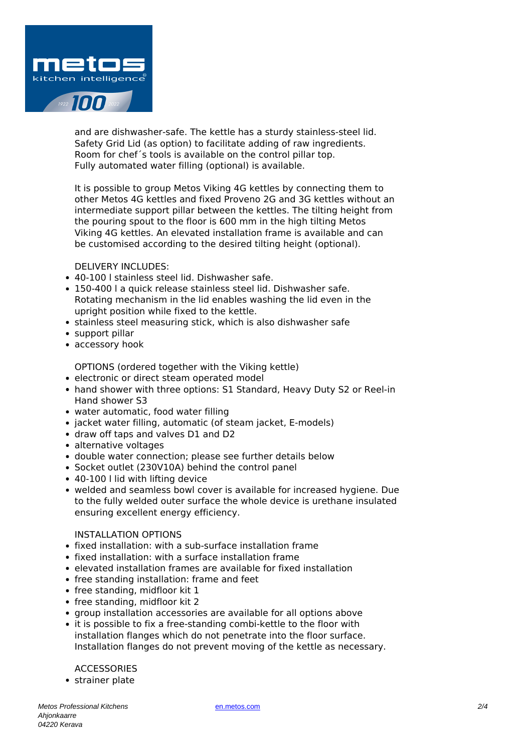and are dishwasher-safe. The kettle has a sturdy stainless-steel lid. Safety Grid Lid (as option) to facilitate adding of raw ingredients. Room for chef´s tools is available on the control pillar top. Fully automated water filling (optional) is available.

It is possible to group Metos Viking 4G kettles by connecting them to other Metos 4G kettles and fixed Proveno 2G and 3G kettles without an intermediate support pillar between the kettles. The tilting height from the pouring spout to the floor is 600 mm in the high tilting Metos Viking 4G kettles. An elevated installation frame is available and can be customised according to the desired tilting height (optional).

DELIVERY INCLUDES:

- 40-100 l stainless steel lid. Dishwasher safe.
- 150-400 l a quick release stainless steel lid. Dishwasher safe. Rotating mechanism in the lid enables washing the lid even in the upright position while fixed to the kettle.
- stainless steel measuring stick, which is also dishwasher safe
- support pillar
- accessory hook

OPTIONS (ordered together with the Viking kettle)

- electronic or direct steam operated model
- hand shower with three options: S1 Standard, Heavy Duty S2 or Reel-in Hand shower S3
- water automatic, food water filling
- jacket water filling, automatic (of steam jacket, E-models)
- draw off taps and valves D1 and D2
- alternative voltages
- double water connection; please see further details below
- Socket outlet (230V10A) behind the control panel
- 40-100 l lid with lifting device
- welded and seamless bowl cover is available for increased hygiene. Due to the fully welded outer surface the whole device is urethane insulated ensuring excellent energy efficiency.

INSTALLATION OPTIONS

- fixed installation: with a sub-surface installation frame
- fixed installation: with a surface installation frame
- elevated installation frames are available for fixed installation
- free standing installation: frame and feet
- free standing, midfloor kit 1
- free standing, midfloor kit 2
- group installation accessories are available for all options above
- it is possible to fix a free-standing combi-kettle to the floor with installation flanges which do not penetrate into the floor surface. Installation flanges do not prevent moving of the kettle as necessary.

ACCESSORIES

- strainer plate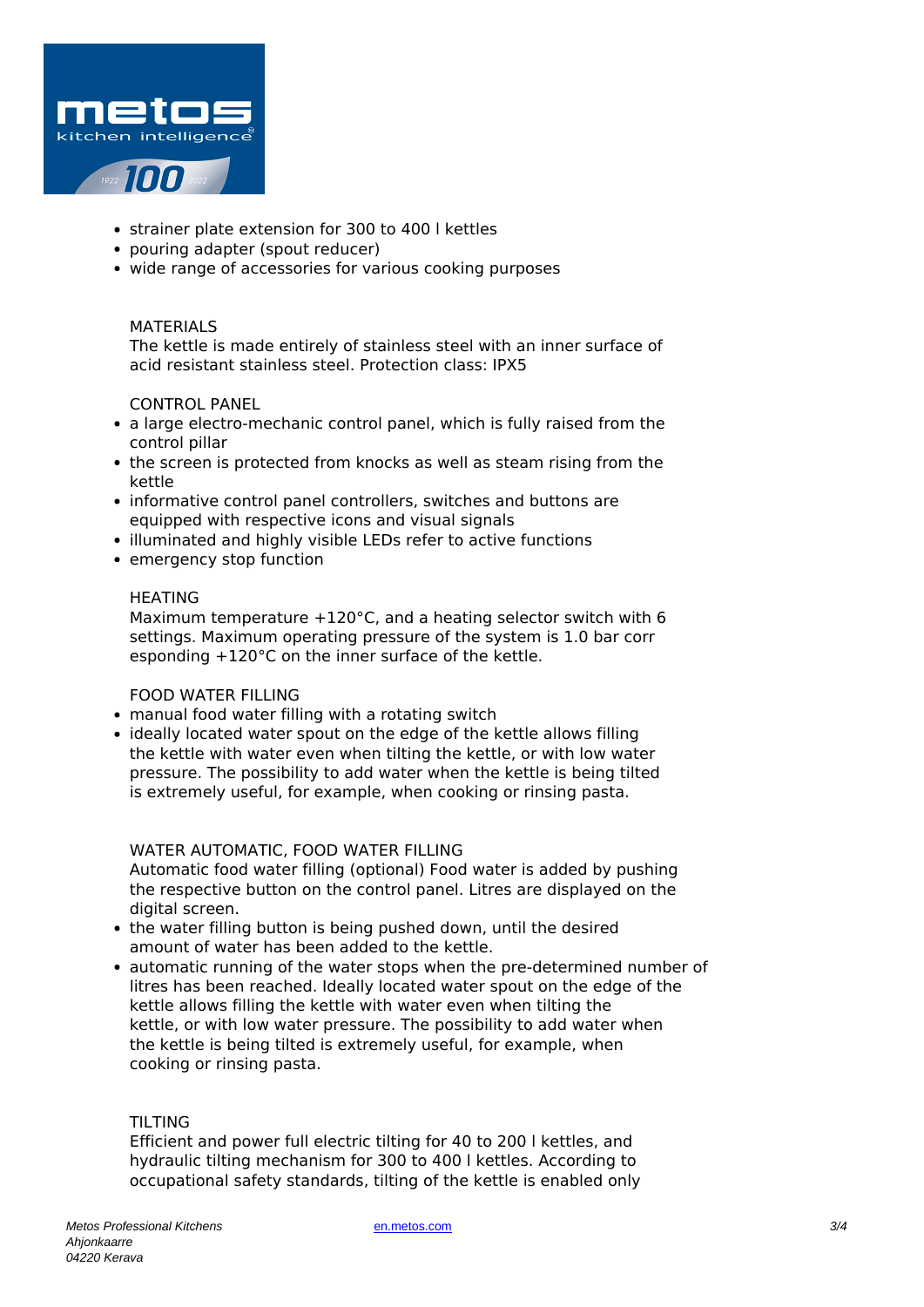- strainer plate extension for 300 to 400 l kettles
- pouring adapter (spout reducer)
- wide range of accessories for various cooking purposes

MATERIALS

The kettle is made entirely of stainless steel with an inner surface of acid resistant stainless steel. Protection class: IPX5

CONTROL PANEL

- a large electro-mechanic control panel, which is fully raised from the control pillar
- the screen is protected from knocks as well as steam rising from the kettle
- informative control panel controllers, switches and buttons are equipped with respective icons and visual signals
- illuminated and highly visible LEDs refer to active functions
- emergency stop function

HEATING

Maximum temperature +120°C, and a heating selector switch with 6 settings. Maximum operating pressure of the system is 1.0 bar corr esponding +120°C on the inner surface of the kettle.

FOOD WATER FILLING

- manual food water filling with a rotating switch
- ideally located water spout on the edge of the kettle allows filling the kettle with water even when tilting the kettle, or with low water pressure. The possibility to add water when the kettle is being tilted is extremely useful, for example, when cooking or rinsing pasta.

WATER AUTOMATIC, FOOD WATER FILLING

Automatic food water filling (optional) Food water is added by pushing the respective button on the control panel. Litres are displayed on the digital screen.

- the water filling button is being pushed down, until the desired amount of water has been added to the kettle.
- automatic running of the water stops when the pre-determined number of litres has been reached. Ideally located water spout on the edge of the kettle allows filling the kettle with water even when tilting the kettle, or with low water pressure. The possibility to add water when the kettle is being tilted is extremely useful, for example, when cooking or rinsing pasta.

TILTING

Efficient and power full electric tilting for 40 to 200 l kettles, and hydraulic tilting mechanism for 300 to 400 l kettles. According to occupational safety standards, tilting of the kettle is enabled only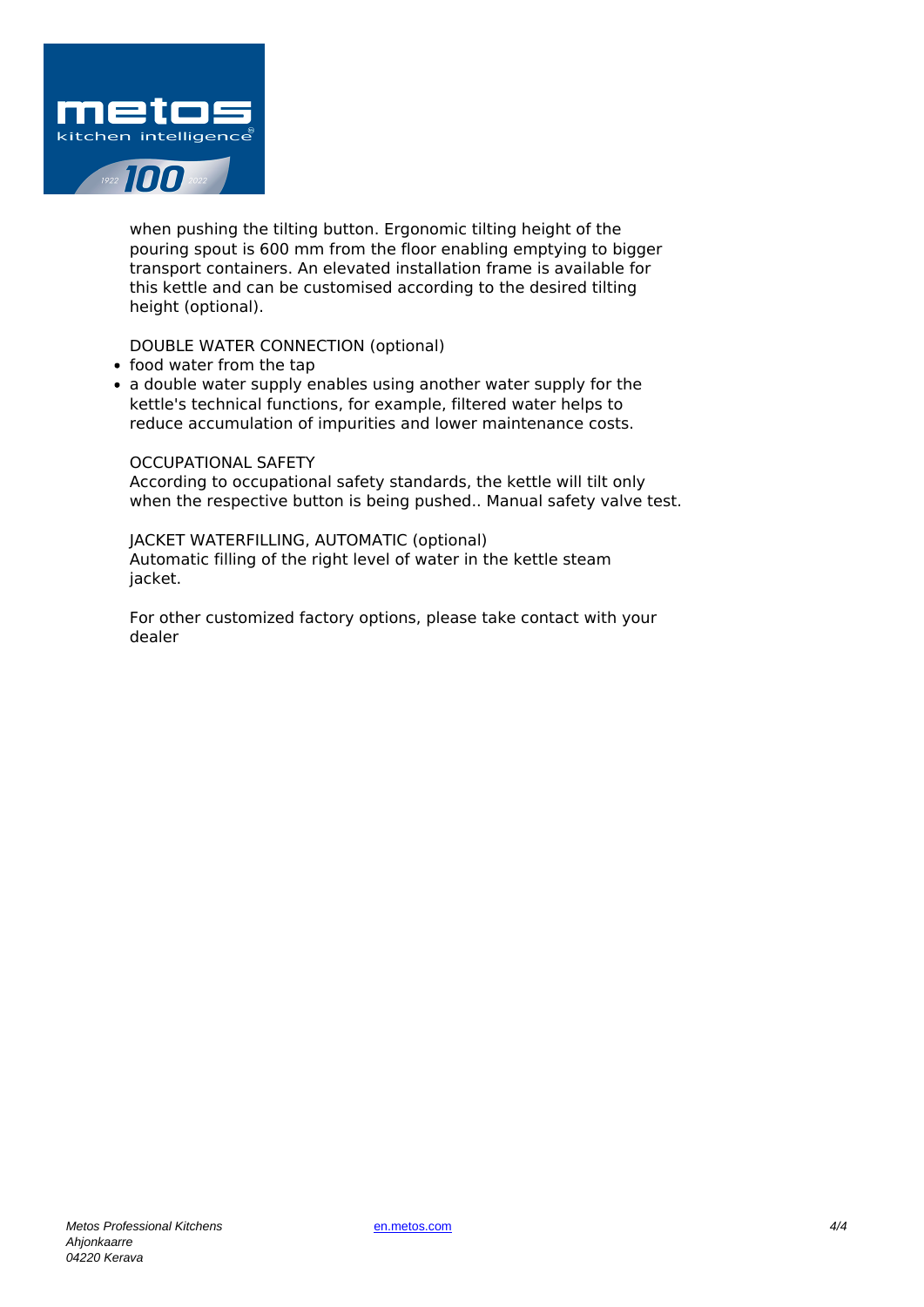when pushing the tilting button. Ergonomic tilting height of the pouring spout is 600 mm from the floor enabling emptying to bigger transport containers. An elevated installation frame is available for this kettle and can be customised according to the desired tilting height (optional).

DOUBLE WATER CONNECTION (optional)

- food water from the tap
- a double water supply enables using another water supply for the kettle's technical functions, for example, filtered water helps to reduce accumulation of impurities and lower maintenance costs.

OCCUPATIONAL SAFETY

According to occupational safety standards, the kettle will tilt only when the respective button is being pushed.. Manual safety valve test.

JACKET WATERFILLING, AUTOMATIC (optional)

Automatic filling of the right level of water in the kettle steam jacket.

For other customized factory options, please take contact with your dealer